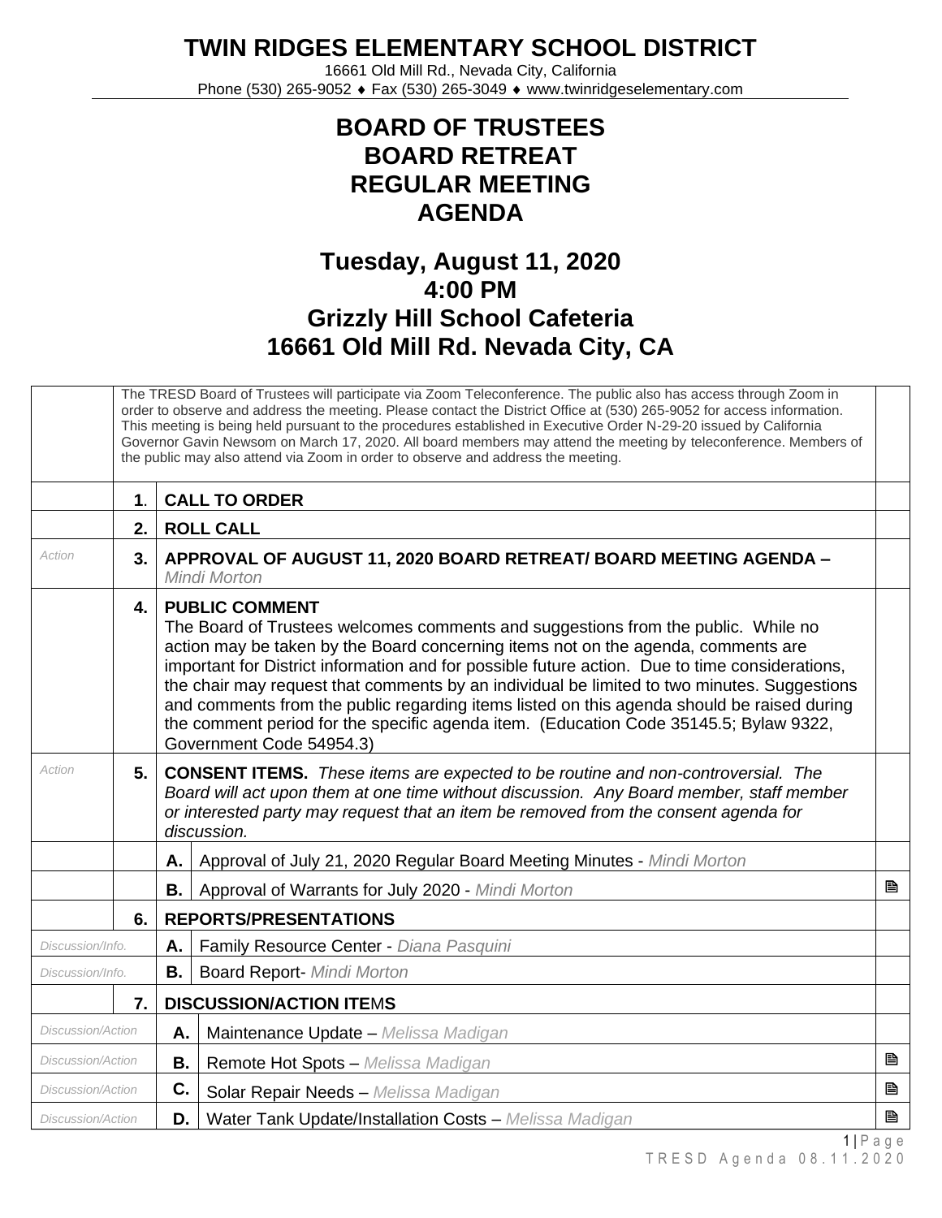# TWIN RIDGES ELEMENTARY SCHOOL DISTRICT

16661 Old Mill Rd., Nevada City, California
Phone (530) 265-9052 ♦ Fax (530) 265-3049 ♦ www.twinridgeselementary.com

## BOARD OF TRUSTEES
## BOARD RETREAT
## REGULAR MEETING
## AGENDA

## Tuesday, August 11, 2020
## 4:00 PM
## Grizzly Hill School Cafeteria
## 16661 Old Mill Rd. Nevada City, CA

| | | | | |
|---|---|---|---|---|
| | The TRESD Board of Trustees will participate via Zoom Teleconference. The public also has access through Zoom in order to observe and address the meeting. Please contact the District Office at (530) 265-9052 for access information. This meeting is being held pursuant to the procedures established in Executive Order N-29-20 issued by California Governor Gavin Newsom on March 17, 2020. All board members may attend the meeting by teleconference. Members of the public may also attend via Zoom in order to observe and address the meeting. | | | |
| | **1.** | **CALL TO ORDER** | | |
| | **2.** | **ROLL CALL** | | |
| *Action* | **3.** | **APPROVAL OF AUGUST 11, 2020 BOARD RETREAT/ BOARD MEETING AGENDA –** *Mindi Morton* | | |
| | **4.** | **PUBLIC COMMENT** The Board of Trustees welcomes comments and suggestions from the public. While no action may be taken by the Board concerning items not on the agenda, comments are important for District information and for possible future action. Due to time considerations, the chair may request that comments by an individual be limited to two minutes. Suggestions and comments from the public regarding items listed on this agenda should be raised during the comment period for the specific agenda item. (Education Code 35145.5; Bylaw 9322, Government Code 54954.3) | | |
| *Action* | **5.** | **CONSENT ITEMS.** *These items are expected to be routine and non-controversial. The Board will act upon them at one time without discussion. Any Board member, staff member or interested party may request that an item be removed from the consent agenda for discussion.* | | |
| | | **A.** | Approval of July 21, 2020 Regular Board Meeting Minutes - *Mindi Morton* | |
| | | **B.** | Approval of Warrants for July 2020 - *Mindi Morton* | 🗎 |
| | **6.** | **REPORTS/PRESENTATIONS** | | |
| *Discussion/Info.* | | **A.** | Family Resource Center - *Diana Pasquini* | |
| *Discussion/Info.* | | **B.** | Board Report- *Mindi Morton* | |
| | **7.** | **DISCUSSION/ACTION ITEMS** | | |
| *Discussion/Action* | | **A.** | Maintenance Update – *Melissa Madigan* | |
| *Discussion/Action* | | **B.** | Remote Hot Spots – *Melissa Madigan* | 🗎 |
| *Discussion/Action* | | **C.** | Solar Repair Needs – *Melissa Madigan* | 🗎 |
| *Discussion/Action* | | **D.** | Water Tank Update/Installation Costs – *Melissa Madigan* | 🗎 |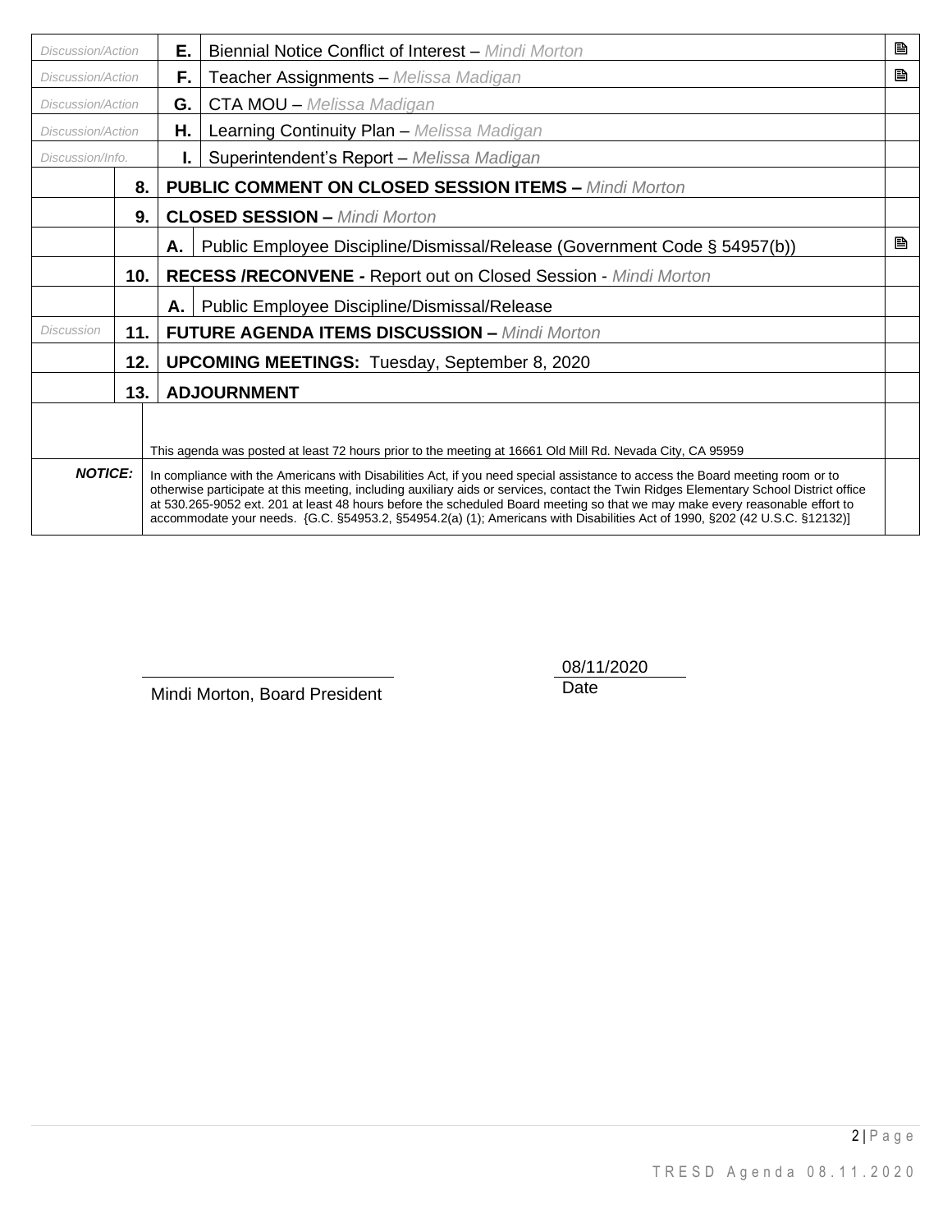| | | | | |
|---|---|---|---|---|
| *Discussion/Action* | | **E.** | Biennial Notice Conflict of Interest – *Mindi Morton* | 🖹 |
| *Discussion/Action* | | **F.** | Teacher Assignments – *Melissa Madigan* | 🖹 |
| *Discussion/Action* | | **G.** | CTA MOU – *Melissa Madigan* | |
| *Discussion/Action* | | **H.** | Learning Continuity Plan – *Melissa Madigan* | |
| *Discussion/Info.* | | **I.** | Superintendent's Report – *Melissa Madigan* | |
| | **8.** | **PUBLIC COMMENT ON CLOSED SESSION ITEMS –** *Mindi Morton* | | |
| | **9.** | **CLOSED SESSION –** *Mindi Morton* | | |
| | | **A.** | Public Employee Discipline/Dismissal/Release (Government Code § 54957(b)) | 🖹 |
| | **10.** | **RECESS /RECONVENE -** Report out on Closed Session - *Mindi Morton* | | |
| | | **A.** | Public Employee Discipline/Dismissal/Release | |
| *Discussion* | **11.** | **FUTURE AGENDA ITEMS DISCUSSION –** *Mindi Morton* | | |
| | **12.** | **UPCOMING MEETINGS:** Tuesday, September 8, 2020 | | |
| | **13.** | **ADJOURNMENT** | | |
| | | This agenda was posted at least 72 hours prior to the meeting at 16661 Old Mill Rd. Nevada City, CA 95959 | | |
| ***NOTICE:*** | | In compliance with the Americans with Disabilities Act, if you need special assistance to access the Board meeting room or to otherwise participate at this meeting, including auxiliary aids or services, contact the Twin Ridges Elementary School District office at 530.265-9052 ext. 201 at least 48 hours before the scheduled Board meeting so that we may make every reasonable effort to accommodate your needs. {G.C. §54953.2, §54954.2(a) (1); Americans with Disabilities Act of 1990, §202 (42 U.S.C. §12132)] | | |

Mindi Morton, Board President

08/11/2020
Date